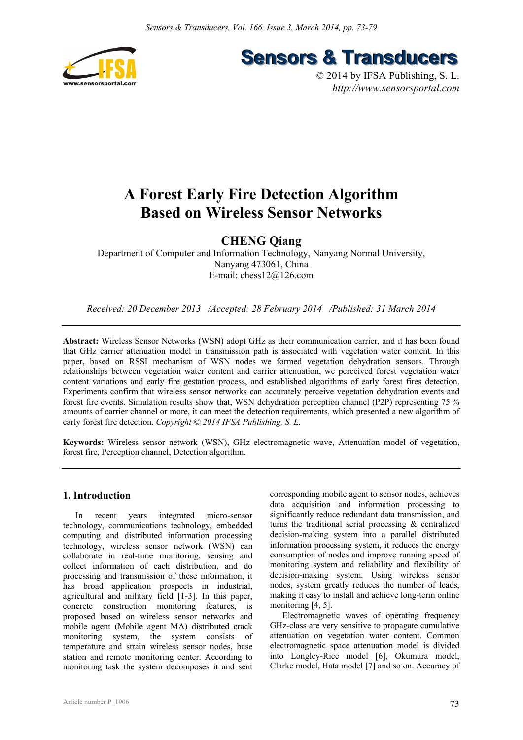# A Forest Early Fire Detection Algorithm Based on Wireless Sensor Networks

**CHENG Qiang**

Department of Computer and Information Technology, Nanyang Normal University, Nanyang 473061, China

E-mail: chess12@126.com

*Received: 20 December 2013 /Accepted: 28 February 2014 /Published: 31 March 2014*

---

**Abstract:** Wireless Sensor Networks (WSN) adopt GHz as their communication carrier, and it has been found that GHz carrier attenuation model in transmission path is associated with vegetation water content. In this paper, based on RSSI mechanism of WSN nodes we formed vegetation dehydration sensors. Through relationships between vegetation water content and carrier attenuation, we perceived forest vegetation water content variations and early fire gestation process, and established algorithms of early forest fires detection. Experiments confirm that wireless sensor networks can accurately perceive vegetation dehydration events and forest fire events. Simulation results show that, WSN dehydration perception channel (P2P) representing 75 % amounts of carrier channel or more, it can meet the detection requirements, which presented a new algorithm of early forest fire detection. *Copyright © 2014 IFSA Publishing, S. L.*

**Keywords:** Wireless sensor network (WSN), GHz electromagnetic wave, Attenuation model of vegetation, forest fire, Perception channel, Detection algorithm.

---

## 1. Introduction

In recent years integrated micro-sensor technology, communications technology, embedded computing and distributed information processing technology, wireless sensor network (WSN) can collaborate in real-time monitoring, sensing and collect information of each distribution, and do processing and transmission of these information, it has broad application prospects in industrial, agricultural and military field [1-3]. In this paper, concrete construction monitoring features, is proposed based on wireless sensor networks and mobile agent (Mobile agent MA) distributed crack monitoring system, the system consists of temperature and strain wireless sensor nodes, base station and remote monitoring center. According to monitoring task the system decomposes it and sent corresponding mobile agent to sensor nodes, achieves data acquisition and information processing to significantly reduce redundant data transmission, and turns the traditional serial processing & centralized decision-making system into a parallel distributed information processing system, it reduces the energy consumption of nodes and improve running speed of monitoring system and reliability and flexibility of decision-making system. Using wireless sensor nodes, system greatly reduces the number of leads, making it easy to install and achieve long-term online monitoring [4, 5].

Electromagnetic waves of operating frequency GHz-class are very sensitive to propagate cumulative attenuation on vegetation water content. Common electromagnetic space attenuation model is divided into Longley-Rice model [6], Okumura model, Clarke model, Hata model [7] and so on. Accuracy of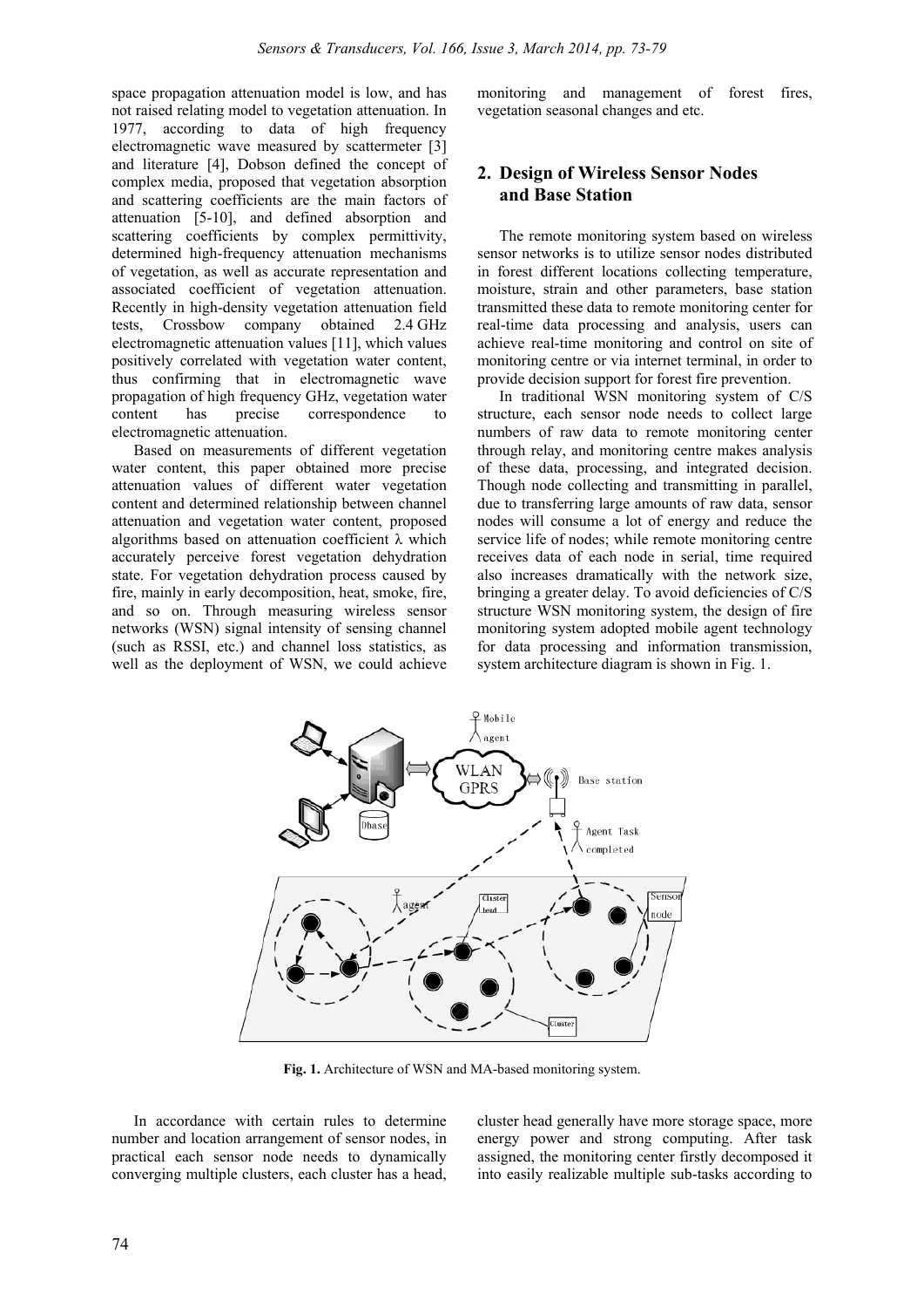space propagation attenuation model is low, and has not raised relating model to vegetation attenuation. In 1977, according to data of high frequency electromagnetic wave measured by scattermeter [3] and literature [4], Dobson defined the concept of complex media, proposed that vegetation absorption and scattering coefficients are the main factors of attenuation [5-10], and defined absorption and scattering coefficients by complex permittivity, determined high-frequency attenuation mechanisms of vegetation, as well as accurate representation and associated coefficient of vegetation attenuation. Recently in high-density vegetation attenuation field tests, Crossbow company obtained 2.4 GHz electromagnetic attenuation values [11], which values positively correlated with vegetation water content, thus confirming that in electromagnetic wave propagation of high frequency GHz, vegetation water content has precise correspondence to electromagnetic attenuation.

Based on measurements of different vegetation water content, this paper obtained more precise attenuation values of different water vegetation content and determined relationship between channel attenuation and vegetation water content, proposed algorithms based on attenuation coefficient λ which accurately perceive forest vegetation dehydration state. For vegetation dehydration process caused by fire, mainly in early decomposition, heat, smoke, fire, and so on. Through measuring wireless sensor networks (WSN) signal intensity of sensing channel (such as RSSI, etc.) and channel loss statistics, as well as the deployment of WSN, we could achieve monitoring and management of forest fires, vegetation seasonal changes and etc.

## 2. Design of Wireless Sensor Nodes and Base Station

The remote monitoring system based on wireless sensor networks is to utilize sensor nodes distributed in forest different locations collecting temperature, moisture, strain and other parameters, base station transmitted these data to remote monitoring center for real-time data processing and analysis, users can achieve real-time monitoring and control on site of monitoring centre or via internet terminal, in order to provide decision support for forest fire prevention.

In traditional WSN monitoring system of C/S structure, each sensor node needs to collect large numbers of raw data to remote monitoring center through relay, and monitoring centre makes analysis of these data, processing, and integrated decision. Though node collecting and transmitting in parallel, due to transferring large amounts of raw data, sensor nodes will consume a lot of energy and reduce the service life of nodes; while remote monitoring centre receives data of each node in serial, time required also increases dramatically with the network size, bringing a greater delay. To avoid deficiencies of C/S structure WSN monitoring system, the design of fire monitoring system adopted mobile agent technology for data processing and information transmission, system architecture diagram is shown in Fig. 1.

**Fig. 1.** Architecture of WSN and MA-based monitoring system.

In accordance with certain rules to determine number and location arrangement of sensor nodes, in practical each sensor node needs to dynamically converging multiple clusters, each cluster has a head, cluster head generally have more storage space, more energy power and strong computing. After task assigned, the monitoring center firstly decomposed it into easily realizable multiple sub-tasks according to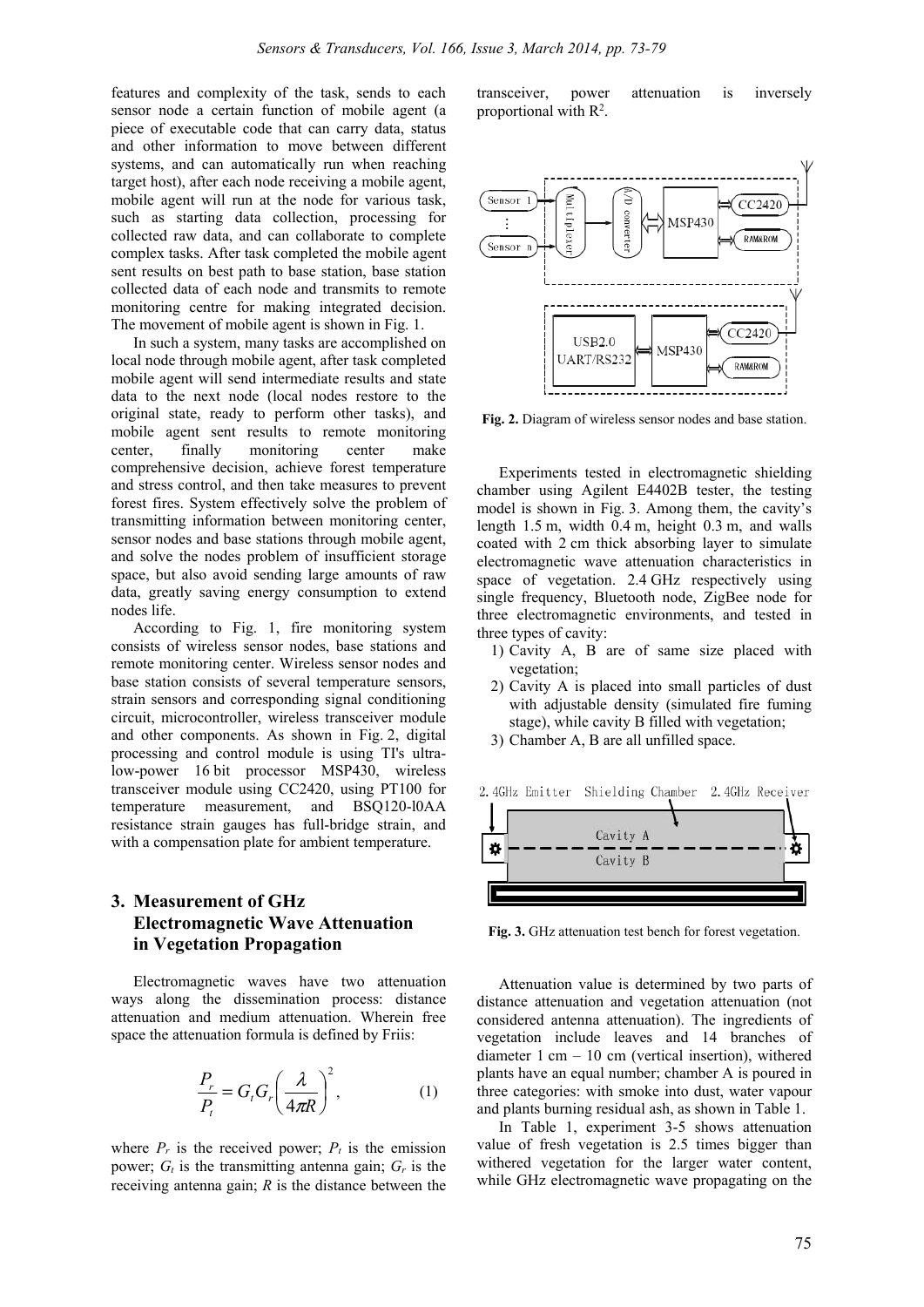features and complexity of the task, sends to each sensor node a certain function of mobile agent (a piece of executable code that can carry data, status and other information to move between different systems, and can automatically run when reaching target host), after each node receiving a mobile agent, mobile agent will run at the node for various task, such as starting data collection, processing for collected raw data, and can collaborate to complete complex tasks. After task completed the mobile agent sent results on best path to base station, base station collected data of each node and transmits to remote monitoring centre for making integrated decision. The movement of mobile agent is shown in Fig. 1.

In such a system, many tasks are accomplished on local node through mobile agent, after task completed mobile agent will send intermediate results and state data to the next node (local nodes restore to the original state, ready to perform other tasks), and mobile agent sent results to remote monitoring center, finally monitoring center make comprehensive decision, achieve forest temperature and stress control, and then take measures to prevent forest fires. System effectively solve the problem of transmitting information between monitoring center, sensor nodes and base stations through mobile agent, and solve the nodes problem of insufficient storage space, but also avoid sending large amounts of raw data, greatly saving energy consumption to extend nodes life.

According to Fig. 1, fire monitoring system consists of wireless sensor nodes, base stations and remote monitoring center. Wireless sensor nodes and base station consists of several temperature sensors, strain sensors and corresponding signal conditioning circuit, microcontroller, wireless transceiver module and other components. As shown in Fig. 2, digital processing and control module is using TI's ultra-low-power 16 bit processor MSP430, wireless transceiver module using CC2420, using PT100 for temperature measurement, and BSQ120-l0AA resistance strain gauges has full-bridge strain, and with a compensation plate for ambient temperature.

## 3. Measurement of GHz Electromagnetic Wave Attenuation in Vegetation Propagation

Electromagnetic waves have two attenuation ways along the dissemination process: distance attenuation and medium attenuation. Wherein free space the attenuation formula is defined by Friis:

$$\frac{P_r}{P_t} = G_t G_r \left( \frac{\lambda}{4\pi R} \right)^2, \tag{1}$$

where $P_r$ is the received power; $P_t$ is the emission power; $G_t$ is the transmitting antenna gain; $G_r$ is the receiving antenna gain; $R$ is the distance between the transceiver, power attenuation is inversely proportional with $R^2$.

**Fig. 2.** Diagram of wireless sensor nodes and base station.

Experiments tested in electromagnetic shielding chamber using Agilent E4402B tester, the testing model is shown in Fig. 3. Among them, the cavity's length 1.5 m, width 0.4 m, height 0.3 m, and walls coated with 2 cm thick absorbing layer to simulate electromagnetic wave attenuation characteristics in space of vegetation. 2.4 GHz respectively using single frequency, Bluetooth node, ZigBee node for three electromagnetic environments, and tested in three types of cavity:

1) Cavity A, B are of same size placed with vegetation;
2) Cavity A is placed into small particles of dust with adjustable density (simulated fire fuming stage), while cavity B filled with vegetation;
3) Chamber A, B are all unfilled space.

**Fig. 3.** GHz attenuation test bench for forest vegetation.

Attenuation value is determined by two parts of distance attenuation and vegetation attenuation (not considered antenna attenuation). The ingredients of vegetation include leaves and 14 branches of diameter 1 cm – 10 cm (vertical insertion), withered plants have an equal number; chamber A is poured in three categories: with smoke into dust, water vapour and plants burning residual ash, as shown in Table 1.

In Table 1, experiment 3-5 shows attenuation value of fresh vegetation is 2.5 times bigger than withered vegetation for the larger water content, while GHz electromagnetic wave propagating on the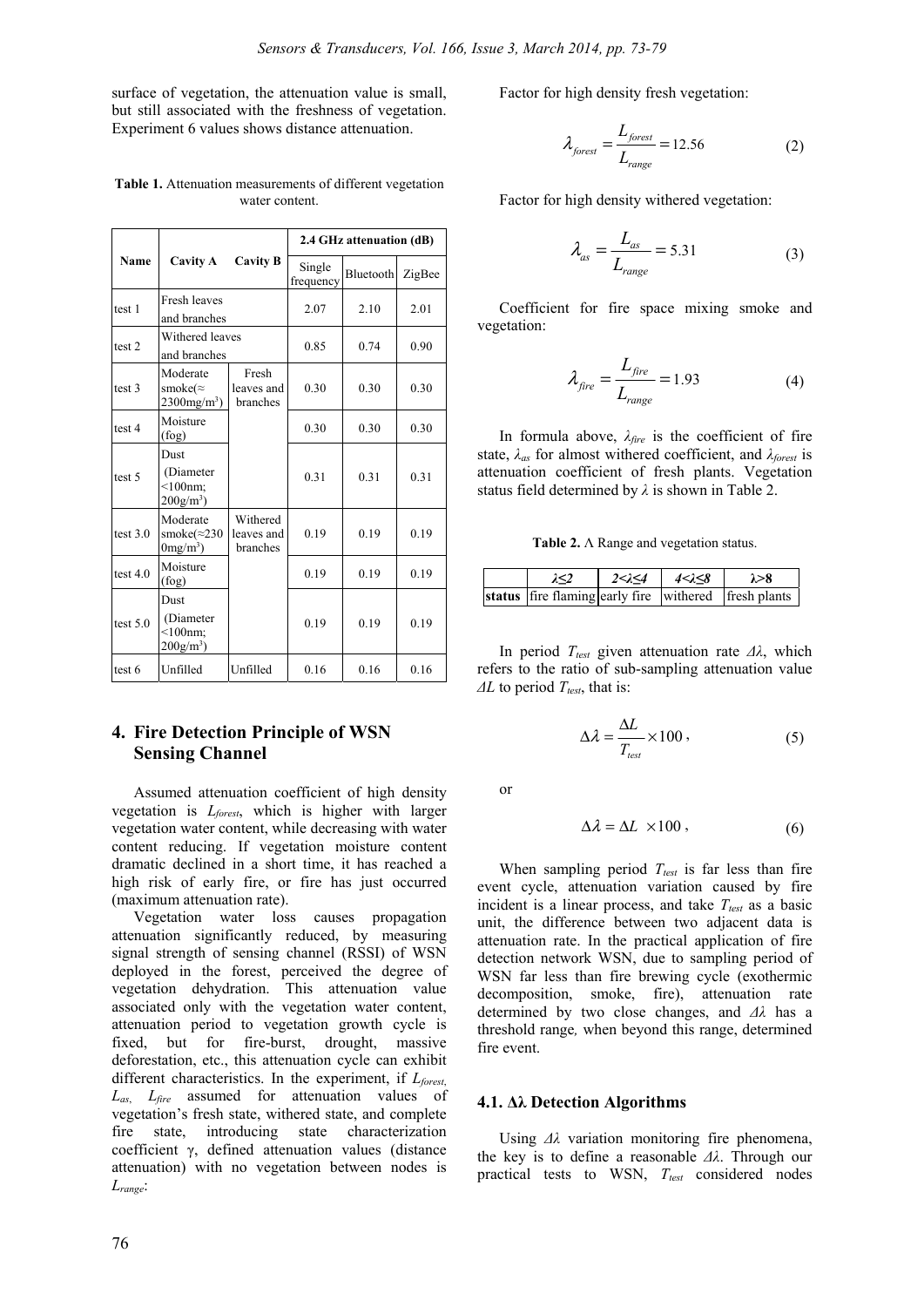surface of vegetation, the attenuation value is small, but still associated with the freshness of vegetation. Experiment 6 values shows distance attenuation.

**Table 1.** Attenuation measurements of different vegetation water content.

| Name | Cavity A | Cavity B | 2.4 GHz attenuation (dB) | | |
|---|---|---|---|---|---|
| | | | Single frequency | Bluetooth | ZigBee |
| test 1 | Fresh leaves and branches | | 2.07 | 2.10 | 2.01 |
| test 2 | Withered leaves and branches | | 0.85 | 0.74 | 0.90 |
| test 3 | Moderate smoke(≈ 2300mg/m$^3$) | Fresh leaves and branches | 0.30 | 0.30 | 0.30 |
| test 4 | Moisture (fog) | | 0.30 | 0.30 | 0.30 |
| test 5 | Dust (Diameter <100nm; 200g/m$^3$) | | 0.31 | 0.31 | 0.31 |
| test 3.0 | Moderate smoke(≈2300mg/m$^3$) | Withered leaves and branches | 0.19 | 0.19 | 0.19 |
| test 4.0 | Moisture (fog) | | 0.19 | 0.19 | 0.19 |
| test 5.0 | Dust (Diameter <100nm; 200g/m$^3$) | | 0.19 | 0.19 | 0.19 |
| test 6 | Unfilled | Unfilled | 0.16 | 0.16 | 0.16 |

## 4. Fire Detection Principle of WSN Sensing Channel

Assumed attenuation coefficient of high density vegetation is $L_{forest}$, which is higher with larger vegetation water content, while decreasing with water content reducing. If vegetation moisture content dramatic declined in a short time, it has reached a high risk of early fire, or fire has just occurred (maximum attenuation rate).

Vegetation water loss causes propagation attenuation significantly reduced, by measuring signal strength of sensing channel (RSSI) of WSN deployed in the forest, perceived the degree of vegetation dehydration. This attenuation value associated only with the vegetation water content, attenuation period to vegetation growth cycle is fixed, but for fire-burst, drought, massive deforestation, etc., this attenuation cycle can exhibit different characteristics. In the experiment, if $L_{forest}$, $L_{as}$, $L_{fire}$ assumed for attenuation values of vegetation's fresh state, withered state, and complete fire state, introducing state characterization coefficient γ, defined attenuation values (distance attenuation) with no vegetation between nodes is $L_{range}$:

Factor for high density fresh vegetation:

$$\lambda_{forest} = \frac{L_{forest}}{L_{range}} = 12.56 \tag{2}$$

Factor for high density withered vegetation:

$$\lambda_{as} = \frac{L_{as}}{L_{range}} = 5.31 \tag{3}$$

Coefficient for fire space mixing smoke and vegetation:

$$\lambda_{fire} = \frac{L_{fire}}{L_{range}} = 1.93 \tag{4}$$

In formula above, $\lambda_{fire}$ is the coefficient of fire state, $\lambda_{as}$ for almost withered coefficient, and $\lambda_{forest}$ is attenuation coefficient of fresh plants. Vegetation status field determined by $\lambda$ is shown in Table 2.

**Table 2.** Λ Range and vegetation status.

| | *λ≤2* | *2<λ≤4* | *4<λ≤8* | *λ>8* |
|---|---|---|---|---|
| **status** | fire flaming | early fire | withered | fresh plants |

In period $T_{test}$ given attenuation rate $\Delta\lambda$, which refers to the ratio of sub-sampling attenuation value $\Delta L$ to period $T_{test}$, that is:

$$\Delta\lambda = \frac{\Delta L}{T_{test}} \times 100, \tag{5}$$

or

$$\Delta\lambda = \Delta L \times 100, \tag{6}$$

When sampling period $T_{test}$ is far less than fire event cycle, attenuation variation caused by fire incident is a linear process, and take $T_{test}$ as a basic unit, the difference between two adjacent data is attenuation rate. In the practical application of fire detection network WSN, due to sampling period of WSN far less than fire brewing cycle (exothermic decomposition, smoke, fire), attenuation rate determined by two close changes, and $\Delta\lambda$ has a threshold range, when beyond this range, determined fire event.

### 4.1. Δλ Detection Algorithms

Using $\Delta\lambda$ variation monitoring fire phenomena, the key is to define a reasonable $\Delta\lambda$. Through our practical tests to WSN, $T_{test}$ considered nodes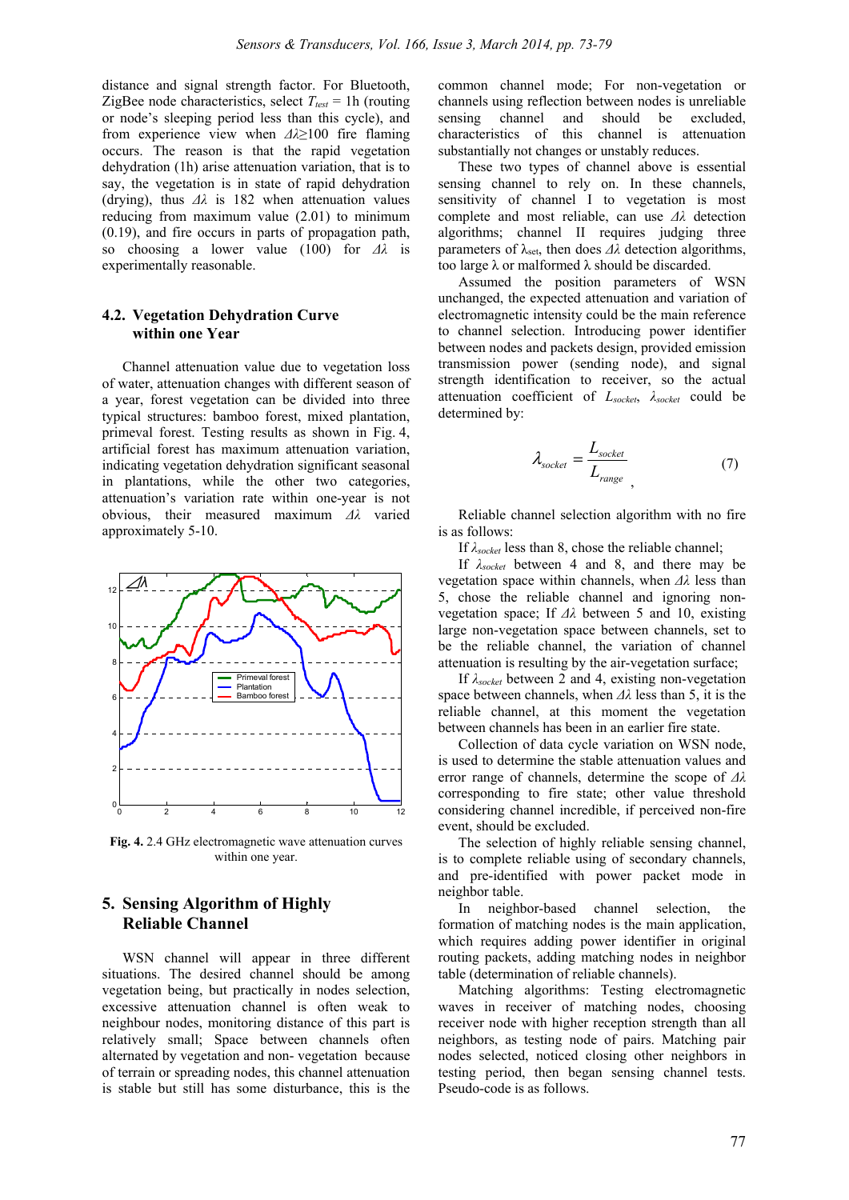distance and signal strength factor. For Bluetooth, ZigBee node characteristics, select $T_{test}$ = 1h (routing or node's sleeping period less than this cycle), and from experience view when $\Delta\lambda \geq 100$ fire flaming occurs. The reason is that the rapid vegetation dehydration (1h) arise attenuation variation, that is to say, the vegetation is in state of rapid dehydration (drying), thus $\Delta\lambda$ is 182 when attenuation values reducing from maximum value (2.01) to minimum (0.19), and fire occurs in parts of propagation path, so choosing a lower value (100) for $\Delta\lambda$ is experimentally reasonable.

### 4.2. Vegetation Dehydration Curve within one Year

Channel attenuation value due to vegetation loss of water, attenuation changes with different season of a year, forest vegetation can be divided into three typical structures: bamboo forest, mixed plantation, primeval forest. Testing results as shown in Fig. 4, artificial forest has maximum attenuation variation, indicating vegetation dehydration significant seasonal in plantations, while the other two categories, attenuation's variation rate within one-year is not obvious, their measured maximum $\Delta\lambda$ varied approximately 5-10.

**Fig. 4.** 2.4 GHz electromagnetic wave attenuation curves within one year.

## 5. Sensing Algorithm of Highly Reliable Channel

WSN channel will appear in three different situations. The desired channel should be among vegetation being, but practically in nodes selection, excessive attenuation channel is often weak to neighbour nodes, monitoring distance of this part is relatively small; Space between channels often alternated by vegetation and non- vegetation because of terrain or spreading nodes, this channel attenuation is stable but still has some disturbance, this is the common channel mode; For non-vegetation or channels using reflection between nodes is unreliable sensing channel and should be excluded, characteristics of this channel is attenuation substantially not changes or unstably reduces.

These two types of channel above is essential sensing channel to rely on. In these channels, sensitivity of channel I to vegetation is most complete and most reliable, can use $\Delta\lambda$ detection algorithms; channel II requires judging three parameters of $\lambda_{set}$, then does $\Delta\lambda$ detection algorithms, too large $\lambda$ or malformed $\lambda$ should be discarded.

Assumed the position parameters of WSN unchanged, the expected attenuation and variation of electromagnetic intensity could be the main reference to channel selection. Introducing power identifier between nodes and packets design, provided emission transmission power (sending node), and signal strength identification to receiver, so the actual attenuation coefficient of $L_{socket}$, $\lambda_{socket}$ could be determined by:

$$\lambda_{socket} = \frac{L_{socket}}{L_{range}}, \tag{7}$$

Reliable channel selection algorithm with no fire is as follows:

If $\lambda_{socket}$ less than 8, chose the reliable channel;

If $\lambda_{socket}$ between 4 and 8, and there may be vegetation space within channels, when $\Delta\lambda$ less than 5, chose the reliable channel and ignoring non-vegetation space; If $\Delta\lambda$ between 5 and 10, existing large non-vegetation space between channels, set to be the reliable channel, the variation of channel attenuation is resulting by the air-vegetation surface;

If $\lambda_{socket}$ between 2 and 4, existing non-vegetation space between channels, when $\Delta\lambda$ less than 5, it is the reliable channel, at this moment the vegetation between channels has been in an earlier fire state.

Collection of data cycle variation on WSN node, is used to determine the stable attenuation values and error range of channels, determine the scope of $\Delta\lambda$ corresponding to fire state; other value threshold considering channel incredible, if perceived non-fire event, should be excluded.

The selection of highly reliable sensing channel, is to complete reliable using of secondary channels, and pre-identified with power packet mode in neighbor table.

In neighbor-based channel selection, the formation of matching nodes is the main application, which requires adding power identifier in original routing packets, adding matching nodes in neighbor table (determination of reliable channels).

Matching algorithms: Testing electromagnetic waves in receiver of matching nodes, choosing receiver node with higher reception strength than all neighbors, as testing node of pairs. Matching pair nodes selected, noticed closing other neighbors in testing period, then began sensing channel tests. Pseudo-code is as follows.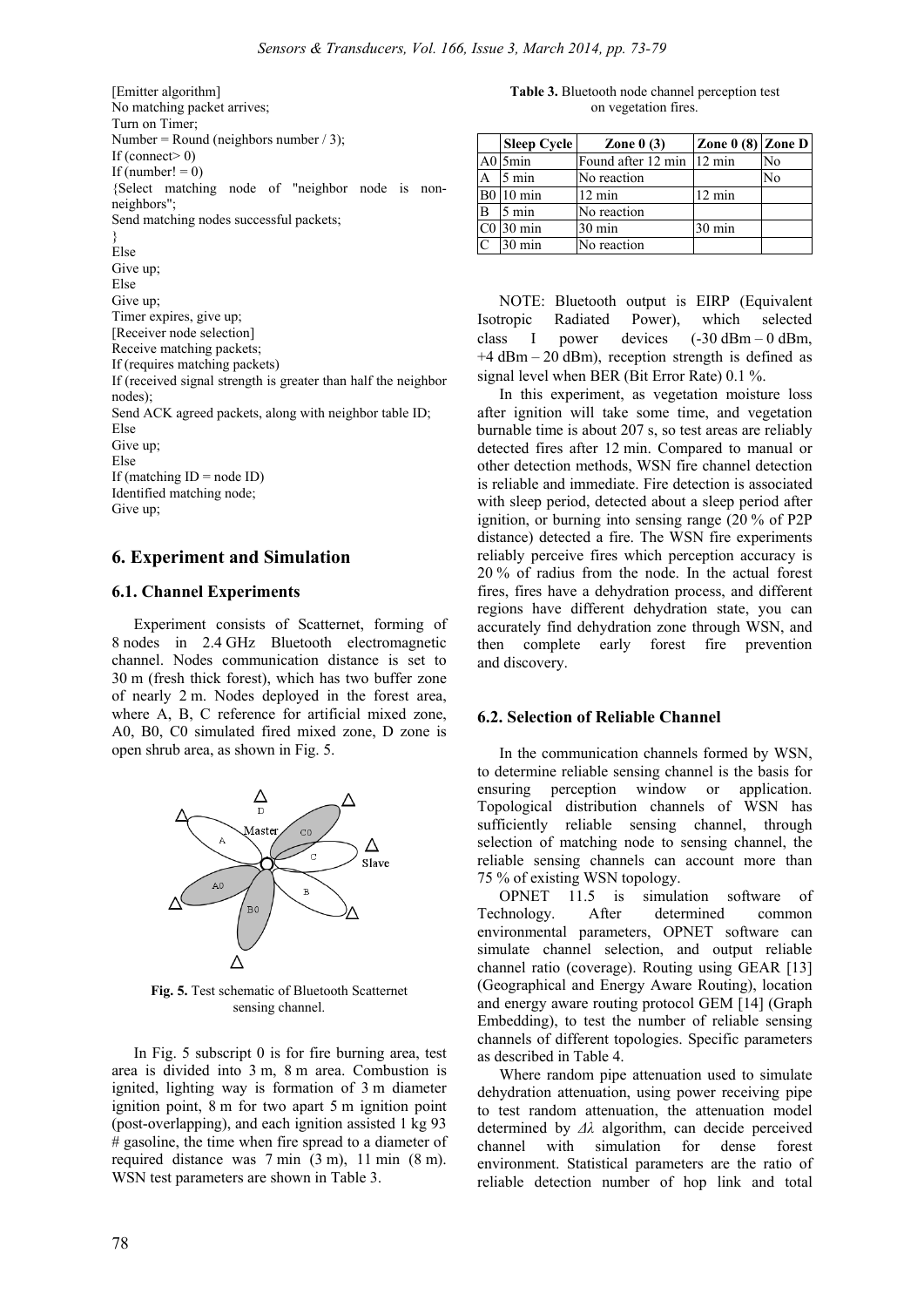[Emitter algorithm]
No matching packet arrives;
Turn on Timer;
Number = Round (neighbors number / 3);
If (connect> 0)
If (number! = 0)
{Select matching node of "neighbor node is non-neighbors";
Send matching nodes successful packets;
}
Else
Give up;
Else
Give up;
Timer expires, give up;
[Receiver node selection]
Receive matching packets;
If (requires matching packets)
If (received signal strength is greater than half the neighbor nodes);
Send ACK agreed packets, along with neighbor table ID;
Else
Give up;
Else
If (matching ID = node ID)
Identified matching node;
Give up;

## 6. Experiment and Simulation

### 6.1. Channel Experiments

Experiment consists of Scatternet, forming of 8 nodes in 2.4 GHz Bluetooth electromagnetic channel. Nodes communication distance is set to 30 m (fresh thick forest), which has two buffer zone of nearly 2 m. Nodes deployed in the forest area, where A, B, C reference for artificial mixed zone, A0, B0, C0 simulated fired mixed zone, D zone is open shrub area, as shown in Fig. 5.

**Fig. 5.** Test schematic of Bluetooth Scatternet sensing channel.

In Fig. 5 subscript 0 is for fire burning area, test area is divided into 3 m, 8 m area. Combustion is ignited, lighting way is formation of 3 m diameter ignition point, 8 m for two apart 5 m ignition point (post-overlapping), and each ignition assisted 1 kg 93 # gasoline, the time when fire spread to a diameter of required distance was 7 min (3 m), 11 min (8 m). WSN test parameters are shown in Table 3.

**Table 3.** Bluetooth node channel perception test on vegetation fires.

| | Sleep Cycle | Zone 0 (3) | Zone 0 (8) | Zone D |
|---|---|---|---|---|
| A0 | 5min | Found after 12 min | 12 min | No |
| A | 5 min | No reaction | | No |
| B0 | 10 min | 12 min | 12 min | |
| B | 5 min | No reaction | | |
| C0 | 30 min | 30 min | 30 min | |
| C | 30 min | No reaction | | |

NOTE: Bluetooth output is EIRP (Equivalent Isotropic Radiated Power), which selected class I power devices (-30 dBm – 0 dBm, +4 dBm – 20 dBm), reception strength is defined as signal level when BER (Bit Error Rate) 0.1 %.

In this experiment, as vegetation moisture loss after ignition will take some time, and vegetation burnable time is about 207 s, so test areas are reliably detected fires after 12 min. Compared to manual or other detection methods, WSN fire channel detection is reliable and immediate. Fire detection is associated with sleep period, detected about a sleep period after ignition, or burning into sensing range (20 % of P2P distance) detected a fire. The WSN fire experiments reliably perceive fires which perception accuracy is 20 % of radius from the node. In the actual forest fires, fires have a dehydration process, and different regions have different dehydration state, you can accurately find dehydration zone through WSN, and then complete early forest fire prevention and discovery.

### 6.2. Selection of Reliable Channel

In the communication channels formed by WSN, to determine reliable sensing channel is the basis for ensuring perception window or application. Topological distribution channels of WSN has sufficiently reliable sensing channel, through selection of matching node to sensing channel, the reliable sensing channels can account more than 75 % of existing WSN topology.

OPNET 11.5 is simulation software of Technology. After determined common environmental parameters, OPNET software can simulate channel selection, and output reliable channel ratio (coverage). Routing using GEAR [13] (Geographical and Energy Aware Routing), location and energy aware routing protocol GEM [14] (Graph Embedding), to test the number of reliable sensing channels of different topologies. Specific parameters as described in Table 4.

Where random pipe attenuation used to simulate dehydration attenuation, using power receiving pipe to test random attenuation, the attenuation model determined by $\Delta\lambda$ algorithm, can decide perceived channel with simulation for dense forest environment. Statistical parameters are the ratio of reliable detection number of hop link and total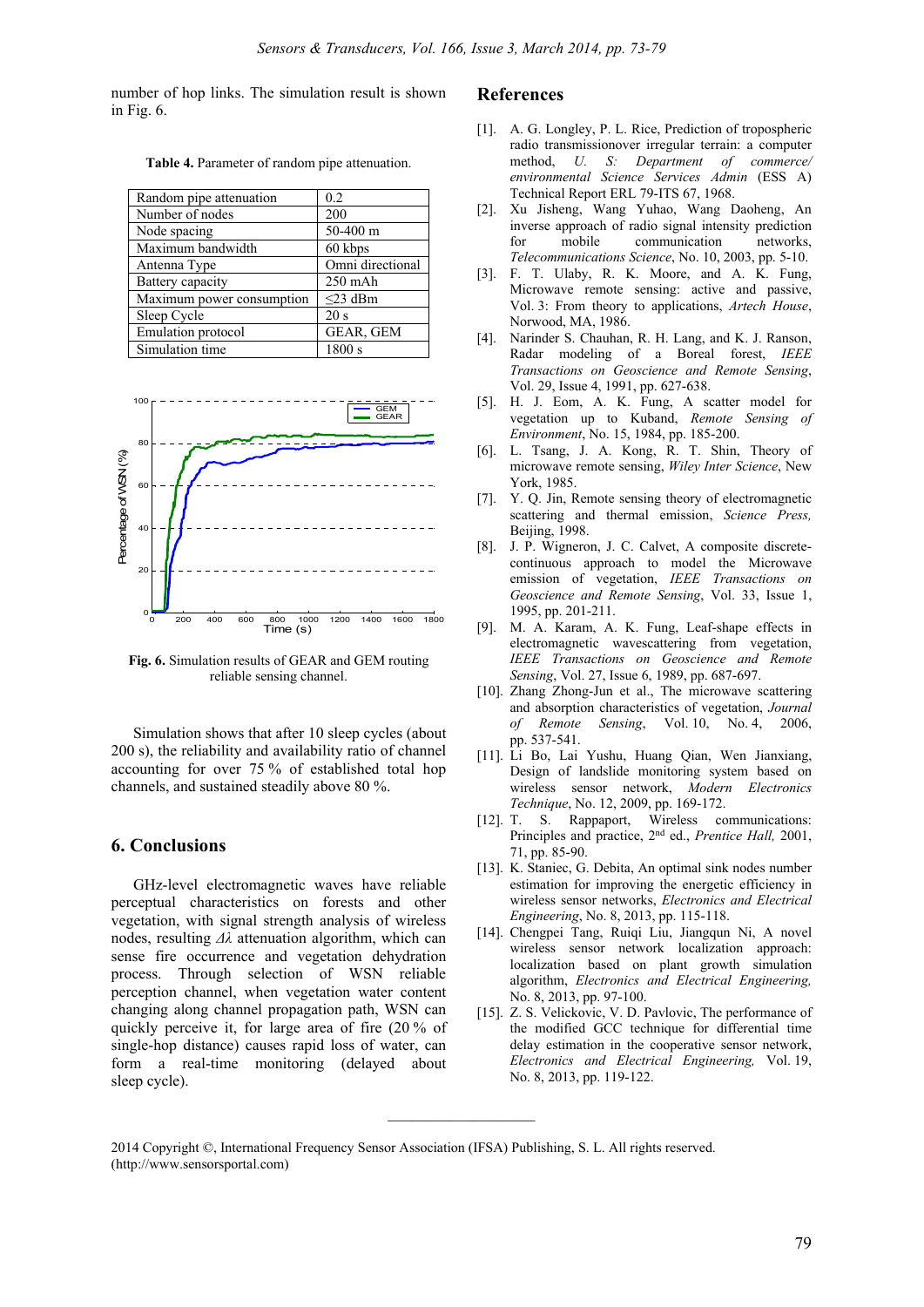number of hop links. The simulation result is shown in Fig. 6.

**Table 4.** Parameter of random pipe attenuation.

| | |
|---|---|
| Random pipe attenuation | 0.2 |
| Number of nodes | 200 |
| Node spacing | 50-400 m |
| Maximum bandwidth | 60 kbps |
| Antenna Type | Omni directional |
| Battery capacity | 250 mAh |
| Maximum power consumption | ≤23 dBm |
| Sleep Cycle | 20 s |
| Emulation protocol | GEAR, GEM |
| Simulation time | 1800 s |

GEM
GEAR
Percentage of WSN (%)
0
20
40
60
80
100
0 200 400 600 800 1000 1200 1400 1600 1800
Time (s)

**Fig. 6.** Simulation results of GEAR and GEM routing reliable sensing channel.

Simulation shows that after 10 sleep cycles (about 200 s), the reliability and availability ratio of channel accounting for over 75 % of established total hop channels, and sustained steadily above 80 %.

## 6. Conclusions

GHz-level electromagnetic waves have reliable perceptual characteristics on forests and other vegetation, with signal strength analysis of wireless nodes, resulting *Δλ* attenuation algorithm, which can sense fire occurrence and vegetation dehydration process. Through selection of WSN reliable perception channel, when vegetation water content changing along channel propagation path, WSN can quickly perceive it, for large area of fire (20 % of single-hop distance) causes rapid loss of water, can form a real-time monitoring (delayed about sleep cycle).

## References

[1]. A. G. Longley, P. L. Rice, Prediction of tropospheric radio transmissionover irregular terrain: a computer method, *U. S: Department of commerce/ environmental Science Services Admin* (ESS A) Technical Report ERL 79-ITS 67, 1968.

[2]. Xu Jisheng, Wang Yuhao, Wang Daoheng, An inverse approach of radio signal intensity prediction for mobile communication networks, *Telecommunications Science*, No. 10, 2003, pp. 5-10.

[3]. F. T. Ulaby, R. K. Moore, and A. K. Fung, Microwave remote sensing: active and passive, Vol. 3: From theory to applications, *Artech House*, Norwood, MA, 1986.

[4]. Narinder S. Chauhan, R. H. Lang, and K. J. Ranson, Radar modeling of a Boreal forest, *IEEE Transactions on Geoscience and Remote Sensing*, Vol. 29, Issue 4, 1991, pp. 627-638.

[5]. H. J. Eom, A. K. Fung, A scatter model for vegetation up to Kuband, *Remote Sensing of Environment*, No. 15, 1984, pp. 185-200.

[6]. L. Tsang, J. A. Kong, R. T. Shin, Theory of microwave remote sensing, *Wiley Inter Science*, New York, 1985.

[7]. Y. Q. Jin, Remote sensing theory of electromagnetic scattering and thermal emission, *Science Press,* Beijing, 1998.

[8]. J. P. Wigneron, J. C. Calvet, A composite discrete-continuous approach to model the Microwave emission of vegetation, *IEEE Transactions on Geoscience and Remote Sensing*, Vol. 33, Issue 1, 1995, pp. 201-211.

[9]. M. A. Karam, A. K. Fung, Leaf-shape effects in electromagnetic wavescattering from vegetation, *IEEE Transactions on Geoscience and Remote Sensing*, Vol. 27, Issue 6, 1989, pp. 687-697.

[10]. Zhang Zhong-Jun et al., The microwave scattering and absorption characteristics of vegetation, *Journal of Remote Sensing*, Vol. 10, No. 4, 2006, pp. 537-541.

[11]. Li Bo, Lai Yushu, Huang Qian, Wen Jianxiang, Design of landslide monitoring system based on wireless sensor network, *Modern Electronics Technique*, No. 12, 2009, pp. 169-172.

[12]. T. S. Rappaport, Wireless communications: Principles and practice, 2nd ed., *Prentice Hall,* 2001, 71, pp. 85-90.

[13]. K. Staniec, G. Debita, An optimal sink nodes number estimation for improving the energetic efficiency in wireless sensor networks, *Electronics and Electrical Engineering*, No. 8, 2013, pp. 115-118.

[14]. Chengpei Tang, Ruiqi Liu, Jiangqun Ni, A novel wireless sensor network localization approach: localization based on plant growth simulation algorithm, *Electronics and Electrical Engineering,* No. 8, 2013, pp. 97-100.

[15]. Z. S. Velickovic, V. D. Pavlovic, The performance of the modified GCC technique for differential time delay estimation in the cooperative sensor network, *Electronics and Electrical Engineering,* Vol. 19, No. 8, 2013, pp. 119-122.

2014 Copyright ©, International Frequency Sensor Association (IFSA) Publishing, S. L. All rights reserved. (http://www.sensorsportal.com)